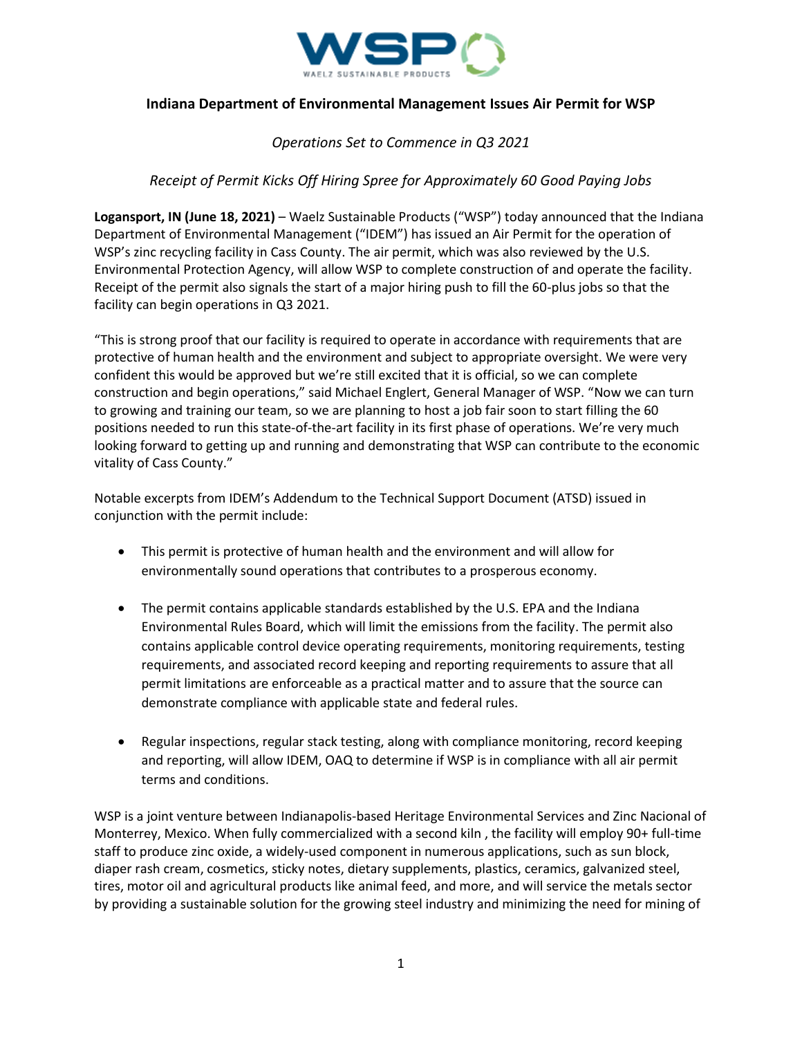# Indiana Department of Environmental Management Issues Air Permit for WSP

*Operations Set to Commence in Q3 2021*

*Receipt of Permit Kicks Off Hiring Spree for Approximately 60 Good Paying Jobs*

**Logansport, IN (June 18, 2021)** – Waelz Sustainable Products ("WSP") today announced that the Indiana Department of Environmental Management ("IDEM") has issued an Air Permit for the operation of WSP's zinc recycling facility in Cass County. The air permit, which was also reviewed by the U.S. Environmental Protection Agency, will allow WSP to complete construction of and operate the facility. Receipt of the permit also signals the start of a major hiring push to fill the 60-plus jobs so that the facility can begin operations in Q3 2021.

"This is strong proof that our facility is required to operate in accordance with requirements that are protective of human health and the environment and subject to appropriate oversight. We were very confident this would be approved but we're still excited that it is official, so we can complete construction and begin operations," said Michael Englert, General Manager of WSP. "Now we can turn to growing and training our team, so we are planning to host a job fair soon to start filling the 60 positions needed to run this state-of-the-art facility in its first phase of operations. We're very much looking forward to getting up and running and demonstrating that WSP can contribute to the economic vitality of Cass County."

Notable excerpts from IDEM's Addendum to the Technical Support Document (ATSD) issued in conjunction with the permit include:

- This permit is protective of human health and the environment and will allow for environmentally sound operations that contributes to a prosperous economy.
- The permit contains applicable standards established by the U.S. EPA and the Indiana Environmental Rules Board, which will limit the emissions from the facility. The permit also contains applicable control device operating requirements, monitoring requirements, testing requirements, and associated record keeping and reporting requirements to assure that all permit limitations are enforceable as a practical matter and to assure that the source can demonstrate compliance with applicable state and federal rules.
- Regular inspections, regular stack testing, along with compliance monitoring, record keeping and reporting, will allow IDEM, OAQ to determine if WSP is in compliance with all air permit terms and conditions.

WSP is a joint venture between Indianapolis-based Heritage Environmental Services and Zinc Nacional of Monterrey, Mexico. When fully commercialized with a second kiln , the facility will employ 90+ full-time staff to produce zinc oxide, a widely-used component in numerous applications, such as sun block, diaper rash cream, cosmetics, sticky notes, dietary supplements, plastics, ceramics, galvanized steel, tires, motor oil and agricultural products like animal feed, and more, and will service the metals sector by providing a sustainable solution for the growing steel industry and minimizing the need for mining of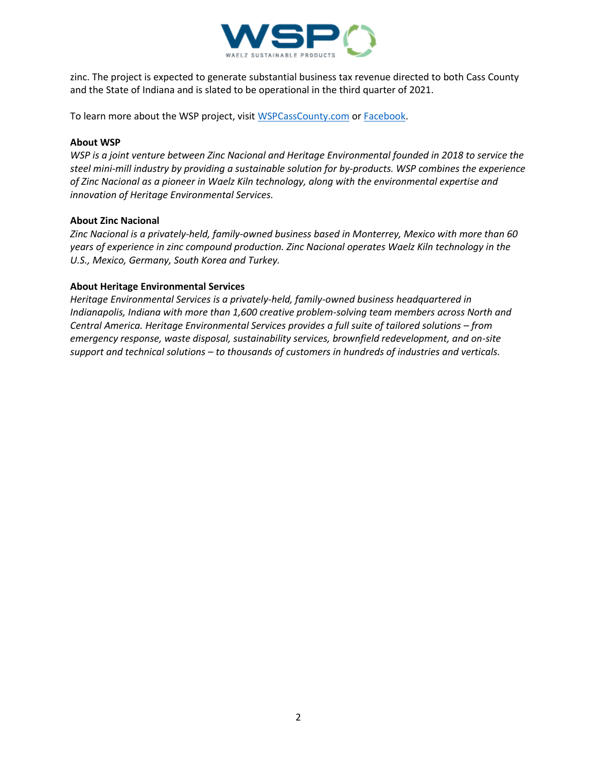zinc. The project is expected to generate substantial business tax revenue directed to both Cass County and the State of Indiana and is slated to be operational in the third quarter of 2021.

To learn more about the WSP project, visit WSPCassCounty.com or Facebook.

**About WSP**

*WSP is a joint venture between Zinc Nacional and Heritage Environmental founded in 2018 to service the steel mini-mill industry by providing a sustainable solution for by-products. WSP combines the experience of Zinc Nacional as a pioneer in Waelz Kiln technology, along with the environmental expertise and innovation of Heritage Environmental Services.*

**About Zinc Nacional**

*Zinc Nacional is a privately-held, family-owned business based in Monterrey, Mexico with more than 60 years of experience in zinc compound production. Zinc Nacional operates Waelz Kiln technology in the U.S., Mexico, Germany, South Korea and Turkey.*

**About Heritage Environmental Services**

*Heritage Environmental Services is a privately-held, family-owned business headquartered in Indianapolis, Indiana with more than 1,600 creative problem-solving team members across North and Central America. Heritage Environmental Services provides a full suite of tailored solutions – from emergency response, waste disposal, sustainability services, brownfield redevelopment, and on-site support and technical solutions – to thousands of customers in hundreds of industries and verticals.*